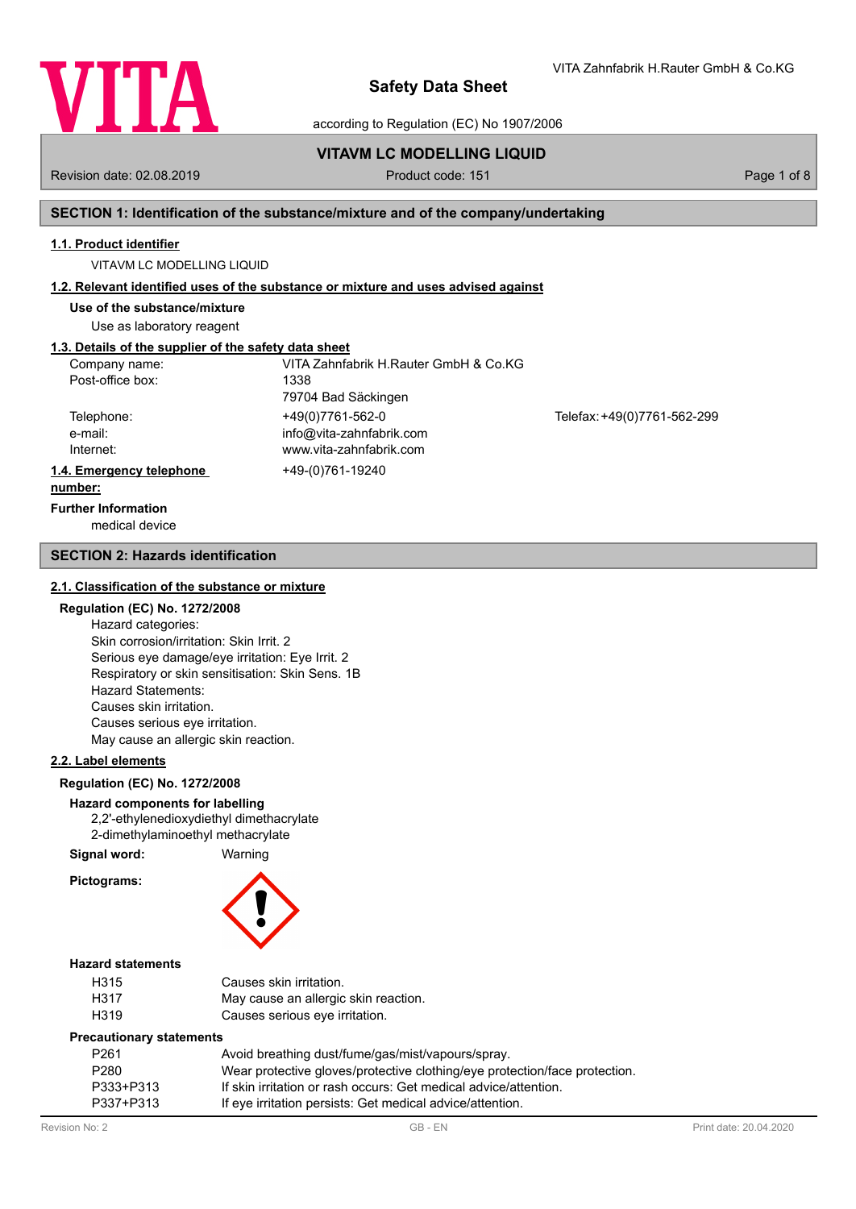# Safety Data Sheet

according to Regulation (EC) No 1907/2006

VITA Zahnfabrik H.Rauter GmbH & Co.KG

## VITAVM LC MODELLING LIQUID

Revision date: 02.08.2019 | Product code: 151

## SECTION 1: Identification of the substance/mixture and of the company/undertaking

### 1.1. Product identifier

VITAVM LC MODELLING LIQUID

### 1.2. Relevant identified uses of the substance or mixture and uses advised against

**Use of the substance/mixture**

Use as laboratory reagent

### 1.3. Details of the supplier of the safety data sheet

| | | |
|---|---|---|
| Company name: | VITA Zahnfabrik H.Rauter GmbH & Co.KG | |
| Post-office box: | 1338 | |
| | 79704 Bad Säckingen | |
| Telephone: | +49(0)7761-562-0 | Telefax: +49(0)7761-562-299 |
| e-mail: | info@vita-zahnfabrik.com | |
| Internet: | www.vita-zahnfabrik.com | |

### 1.4. Emergency telephone number:

+49-(0)761-19240

**Further Information**

medical device

## SECTION 2: Hazards identification

### 2.1. Classification of the substance or mixture

**Regulation (EC) No. 1272/2008**

Hazard categories:
Skin corrosion/irritation: Skin Irrit. 2
Serious eye damage/eye irritation: Eye Irrit. 2
Respiratory or skin sensitisation: Skin Sens. 1B
Hazard Statements:
Causes skin irritation.
Causes serious eye irritation.
May cause an allergic skin reaction.

### 2.2. Label elements

**Regulation (EC) No. 1272/2008**

**Hazard components for labelling**

2,2'-ethylenedioxydiethyl dimethacrylate
2-dimethylaminoethyl methacrylate

**Signal word:** Warning

**Pictograms:**

**Hazard statements**

| | |
|---|---|
| H315 | Causes skin irritation. |
| H317 | May cause an allergic skin reaction. |
| H319 | Causes serious eye irritation. |

**Precautionary statements**

| | |
|---|---|
| P261 | Avoid breathing dust/fume/gas/mist/vapours/spray. |
| P280 | Wear protective gloves/protective clothing/eye protection/face protection. |
| P333+P313 | If skin irritation or rash occurs: Get medical advice/attention. |
| P337+P313 | If eye irritation persists: Get medical advice/attention. |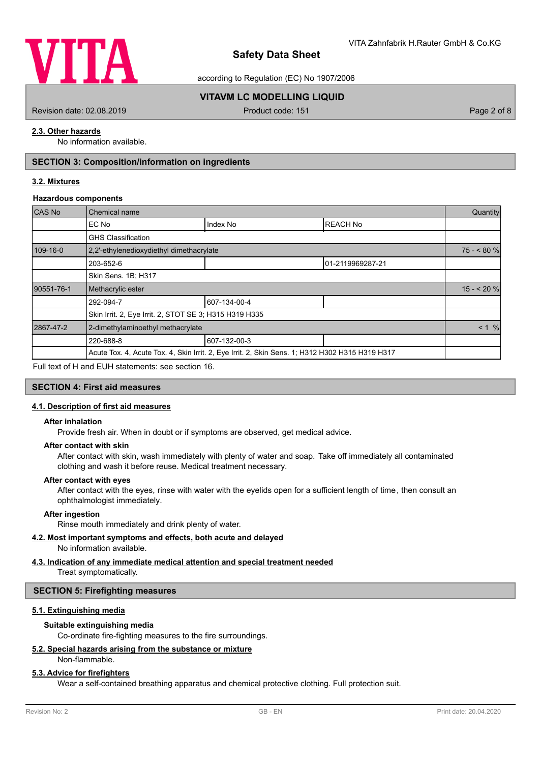### 2.3. Other hazards

No information available.

## SECTION 3: Composition/information on ingredients

### 3.2. Mixtures

**Hazardous components**

| CAS No | Chemical name | | | Quantity |
|---|---|---|---|---|
| | EC No | Index No | REACH No | |
| | GHS Classification | | | |
| 109-16-0 | 2,2'-ethylenedioxydiethyl dimethacrylate | | | 75 - < 80 % |
| | 203-652-6 | | 01-2119969287-21 | |
| | Skin Sens. 1B; H317 | | | |
| 90551-76-1 | Methacrylic ester | | | 15 - < 20 % |
| | 292-094-7 | 607-134-00-4 | | |
| | Skin Irrit. 2, Eye Irrit. 2, STOT SE 3; H315 H319 H335 | | | |
| 2867-47-2 | 2-dimethylaminoethyl methacrylate | | | < 1 % |
| | 220-688-8 | 607-132-00-3 | | |
| | Acute Tox. 4, Acute Tox. 4, Skin Irrit. 2, Eye Irrit. 2, Skin Sens. 1; H312 H302 H315 H319 H317 | | | |

Full text of H and EUH statements: see section 16.

## SECTION 4: First aid measures

### 4.1. Description of first aid measures

**After inhalation**

Provide fresh air. When in doubt or if symptoms are observed, get medical advice.

**After contact with skin**

After contact with skin, wash immediately with plenty of water and soap. Take off immediately all contaminated clothing and wash it before reuse. Medical treatment necessary.

**After contact with eyes**

After contact with the eyes, rinse with water with the eyelids open for a sufficient length of time, then consult an ophthalmologist immediately.

**After ingestion**

Rinse mouth immediately and drink plenty of water.

### 4.2. Most important symptoms and effects, both acute and delayed

No information available.

### 4.3. Indication of any immediate medical attention and special treatment needed

Treat symptomatically.

## SECTION 5: Firefighting measures

### 5.1. Extinguishing media

**Suitable extinguishing media**

Co-ordinate fire-fighting measures to the fire surroundings.

### 5.2. Special hazards arising from the substance or mixture

Non-flammable.

### 5.3. Advice for firefighters

Wear a self-contained breathing apparatus and chemical protective clothing. Full protection suit.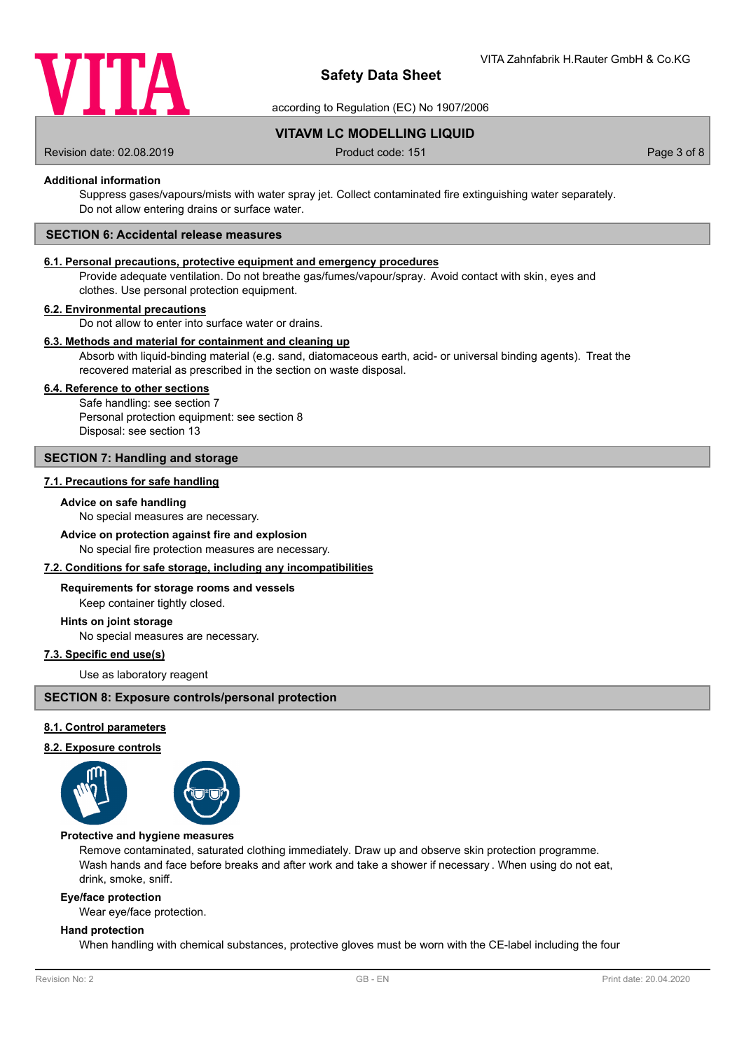**Additional information**

Suppress gases/vapours/mists with water spray jet. Collect contaminated fire extinguishing water separately. Do not allow entering drains or surface water.

## SECTION 6: Accidental release measures

### 6.1. Personal precautions, protective equipment and emergency procedures

Provide adequate ventilation. Do not breathe gas/fumes/vapour/spray. Avoid contact with skin, eyes and clothes. Use personal protection equipment.

### 6.2. Environmental precautions

Do not allow to enter into surface water or drains.

### 6.3. Methods and material for containment and cleaning up

Absorb with liquid-binding material (e.g. sand, diatomaceous earth, acid- or universal binding agents). Treat the recovered material as prescribed in the section on waste disposal.

### 6.4. Reference to other sections

Safe handling: see section 7
Personal protection equipment: see section 8
Disposal: see section 13

## SECTION 7: Handling and storage

### 7.1. Precautions for safe handling

**Advice on safe handling**

No special measures are necessary.

**Advice on protection against fire and explosion**

No special fire protection measures are necessary.

### 7.2. Conditions for safe storage, including any incompatibilities

**Requirements for storage rooms and vessels**

Keep container tightly closed.

**Hints on joint storage**

No special measures are necessary.

### 7.3. Specific end use(s)

Use as laboratory reagent

## SECTION 8: Exposure controls/personal protection

### 8.1. Control parameters

### 8.2. Exposure controls

**Protective and hygiene measures**

Remove contaminated, saturated clothing immediately. Draw up and observe skin protection programme. Wash hands and face before breaks and after work and take a shower if necessary . When using do not eat, drink, smoke, sniff.

**Eye/face protection**

Wear eye/face protection.

**Hand protection**

When handling with chemical substances, protective gloves must be worn with the CE-label including the four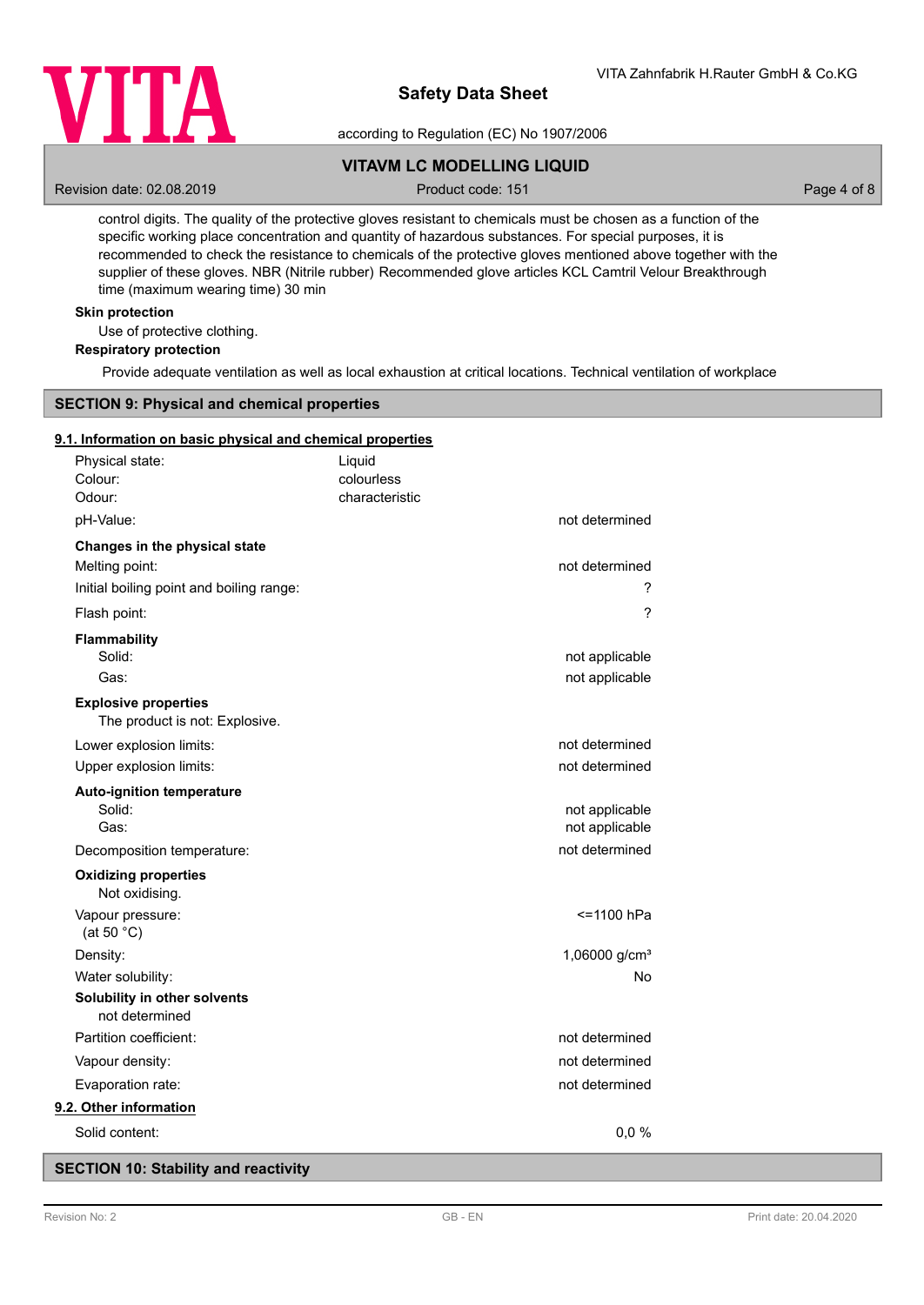control digits. The quality of the protective gloves resistant to chemicals must be chosen as a function of the specific working place concentration and quantity of hazardous substances. For special purposes, it is recommended to check the resistance to chemicals of the protective gloves mentioned above together with the supplier of these gloves. NBR (Nitrile rubber) Recommended glove articles KCL Camtril Velour Breakthrough time (maximum wearing time) 30 min

**Skin protection**

Use of protective clothing.

**Respiratory protection**

Provide adequate ventilation as well as local exhaustion at critical locations. Technical ventilation of workplace

## SECTION 9: Physical and chemical properties

### 9.1. Information on basic physical and chemical properties

| | | |
|---|---|---|
| Physical state: | Liquid | |
| Colour: | colourless | |
| Odour: | characteristic | |
| pH-Value: | | not determined |
| **Changes in the physical state** | | |
| Melting point: | | not determined |
| Initial boiling point and boiling range: | | ? |
| Flash point: | | ? |
| **Flammability** | | |
| Solid: | | not applicable |
| Gas: | | not applicable |
| **Explosive properties** | | |
| The product is not: Explosive. | | |
| Lower explosion limits: | | not determined |
| Upper explosion limits: | | not determined |
| **Auto-ignition temperature** | | |
| Solid: | | not applicable |
| Gas: | | not applicable |
| Decomposition temperature: | | not determined |
| **Oxidizing properties** | | |
| Not oxidising. | | |
| Vapour pressure: (at 50 °C) | | <=1100 hPa |
| Density: | | 1,06000 g/cm³ |
| Water solubility: | | No |
| **Solubility in other solvents** | | |
| not determined | | |
| Partition coefficient: | | not determined |
| Vapour density: | | not determined |
| Evaporation rate: | | not determined |

### 9.2. Other information

| | |
|---|---|
| Solid content: | 0,0 % |

## SECTION 10: Stability and reactivity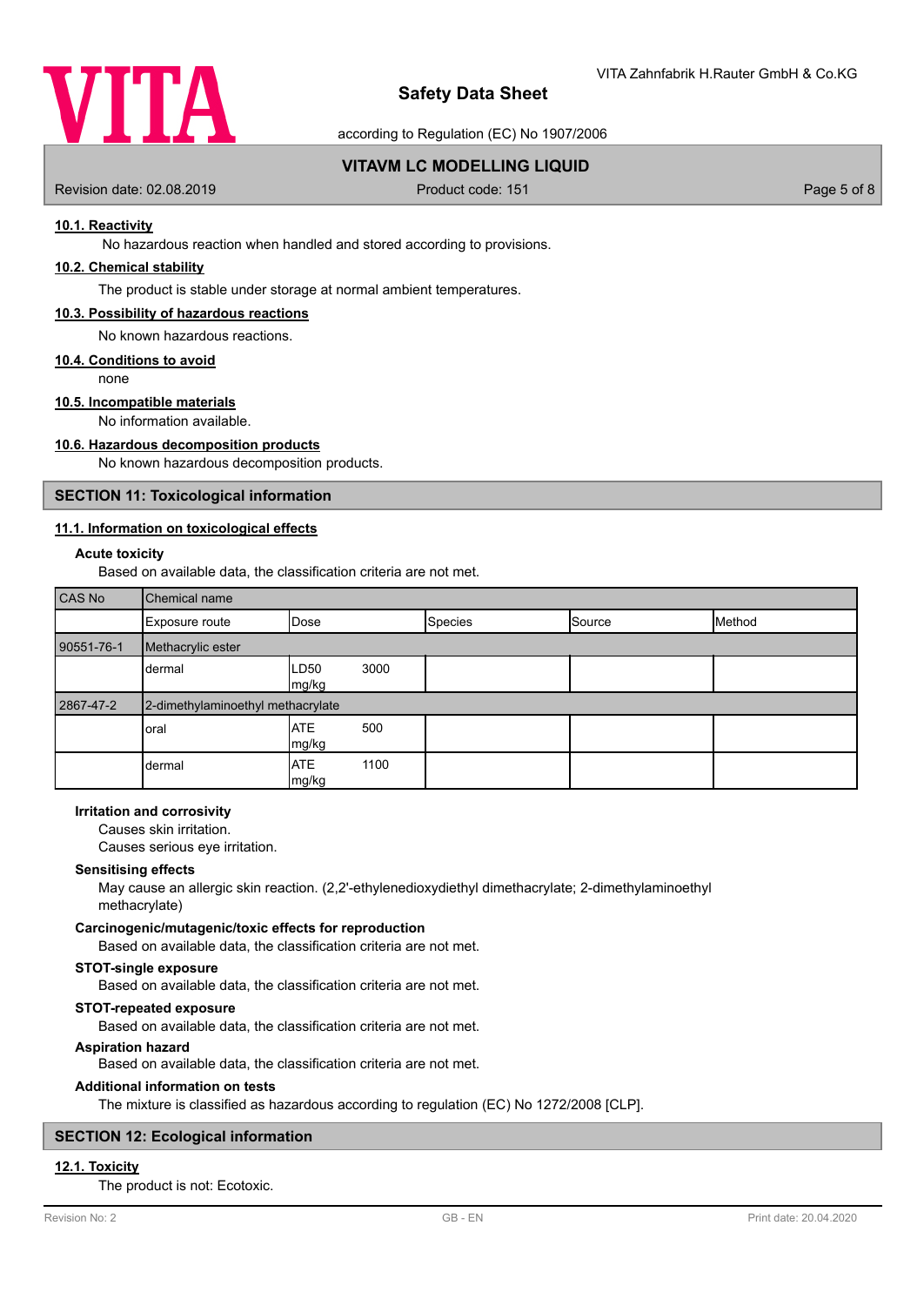#### 10.1. Reactivity

No hazardous reaction when handled and stored according to provisions.

#### 10.2. Chemical stability

The product is stable under storage at normal ambient temperatures.

#### 10.3. Possibility of hazardous reactions

No known hazardous reactions.

#### 10.4. Conditions to avoid

none

#### 10.5. Incompatible materials

No information available.

#### 10.6. Hazardous decomposition products

No known hazardous decomposition products.

## SECTION 11: Toxicological information

#### 11.1. Information on toxicological effects

**Acute toxicity**

Based on available data, the classification criteria are not met.

| CAS No | Chemical name | | | | |
|---|---|---|---|---|---|
| | Exposure route | Dose | Species | Source | Method |
| 90551-76-1 | Methacrylic ester | | | | |
| | dermal | LD50 3000 mg/kg | | | |
| 2867-47-2 | 2-dimethylaminoethyl methacrylate | | | | |
| | oral | ATE 500 mg/kg | | | |
| | dermal | ATE 1100 mg/kg | | | |

**Irritation and corrosivity**

Causes skin irritation.
Causes serious eye irritation.

**Sensitising effects**

May cause an allergic skin reaction. (2,2'-ethylenedioxydiethyl dimethacrylate; 2-dimethylaminoethyl methacrylate)

**Carcinogenic/mutagenic/toxic effects for reproduction**

Based on available data, the classification criteria are not met.

**STOT-single exposure**

Based on available data, the classification criteria are not met.

**STOT-repeated exposure**

Based on available data, the classification criteria are not met.

**Aspiration hazard**

Based on available data, the classification criteria are not met.

**Additional information on tests**

The mixture is classified as hazardous according to regulation (EC) No 1272/2008 [CLP].

## SECTION 12: Ecological information

#### 12.1. Toxicity

The product is not: Ecotoxic.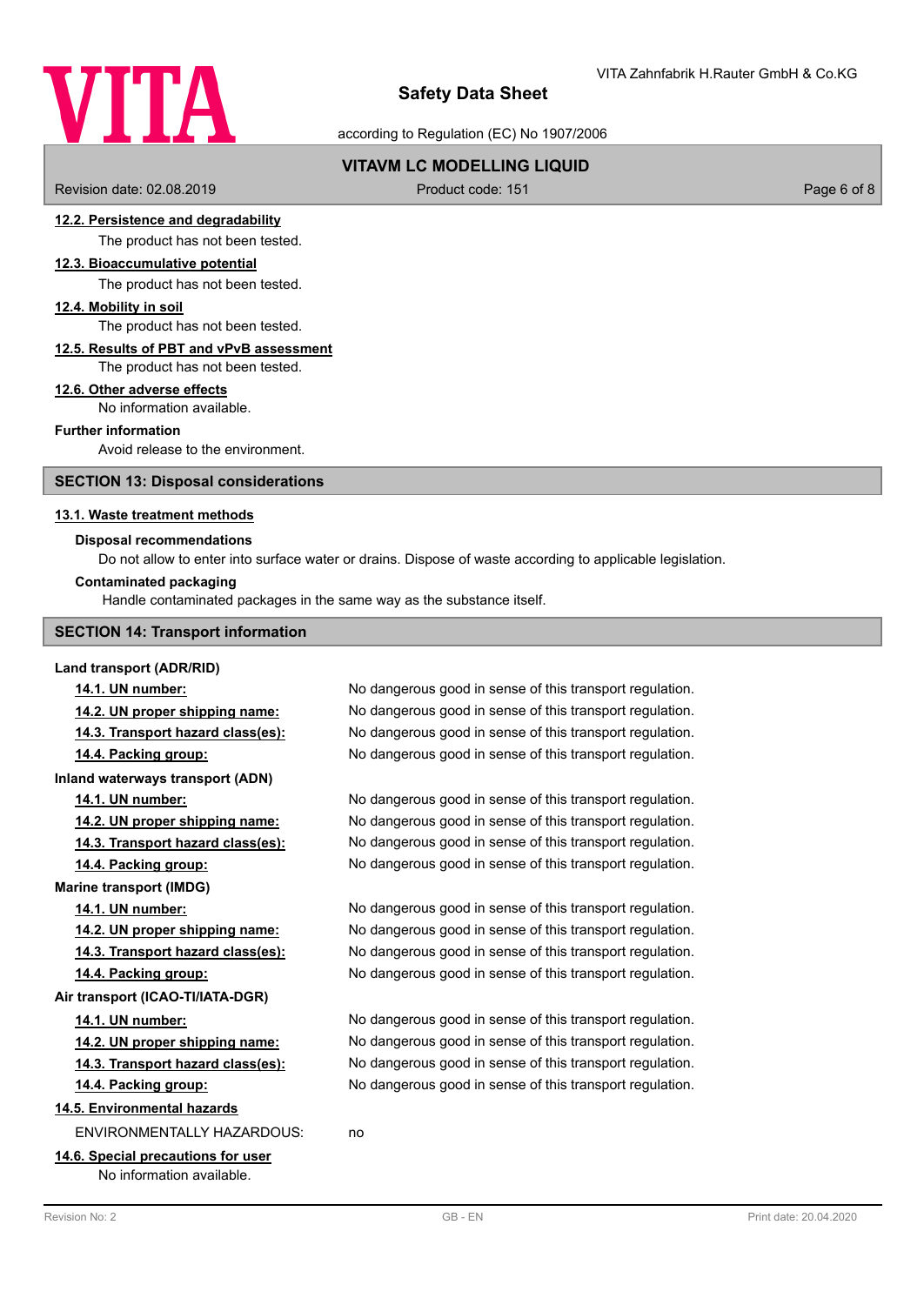#### 12.2. Persistence and degradability

The product has not been tested.

#### 12.3. Bioaccumulative potential

The product has not been tested.

#### 12.4. Mobility in soil

The product has not been tested.

#### 12.5. Results of PBT and vPvB assessment

The product has not been tested.

#### 12.6. Other adverse effects

No information available.

**Further information**

Avoid release to the environment.

## SECTION 13: Disposal considerations

#### 13.1. Waste treatment methods

**Disposal recommendations**

Do not allow to enter into surface water or drains. Dispose of waste according to applicable legislation.

**Contaminated packaging**

Handle contaminated packages in the same way as the substance itself.

## SECTION 14: Transport information

**Land transport (ADR/RID)**

| | |
|---|---|
| **14.1. UN number:** | No dangerous good in sense of this transport regulation. |
| **14.2. UN proper shipping name:** | No dangerous good in sense of this transport regulation. |
| **14.3. Transport hazard class(es):** | No dangerous good in sense of this transport regulation. |
| **14.4. Packing group:** | No dangerous good in sense of this transport regulation. |

**Inland waterways transport (ADN)**

| | |
|---|---|
| **14.1. UN number:** | No dangerous good in sense of this transport regulation. |
| **14.2. UN proper shipping name:** | No dangerous good in sense of this transport regulation. |
| **14.3. Transport hazard class(es):** | No dangerous good in sense of this transport regulation. |
| **14.4. Packing group:** | No dangerous good in sense of this transport regulation. |

**Marine transport (IMDG)**

| | |
|---|---|
| **14.1. UN number:** | No dangerous good in sense of this transport regulation. |
| **14.2. UN proper shipping name:** | No dangerous good in sense of this transport regulation. |
| **14.3. Transport hazard class(es):** | No dangerous good in sense of this transport regulation. |
| **14.4. Packing group:** | No dangerous good in sense of this transport regulation. |

**Air transport (ICAO-TI/IATA-DGR)**

| | |
|---|---|
| **14.1. UN number:** | No dangerous good in sense of this transport regulation. |
| **14.2. UN proper shipping name:** | No dangerous good in sense of this transport regulation. |
| **14.3. Transport hazard class(es):** | No dangerous good in sense of this transport regulation. |
| **14.4. Packing group:** | No dangerous good in sense of this transport regulation. |

#### 14.5. Environmental hazards

ENVIRONMENTALLY HAZARDOUS: no

#### 14.6. Special precautions for user

No information available.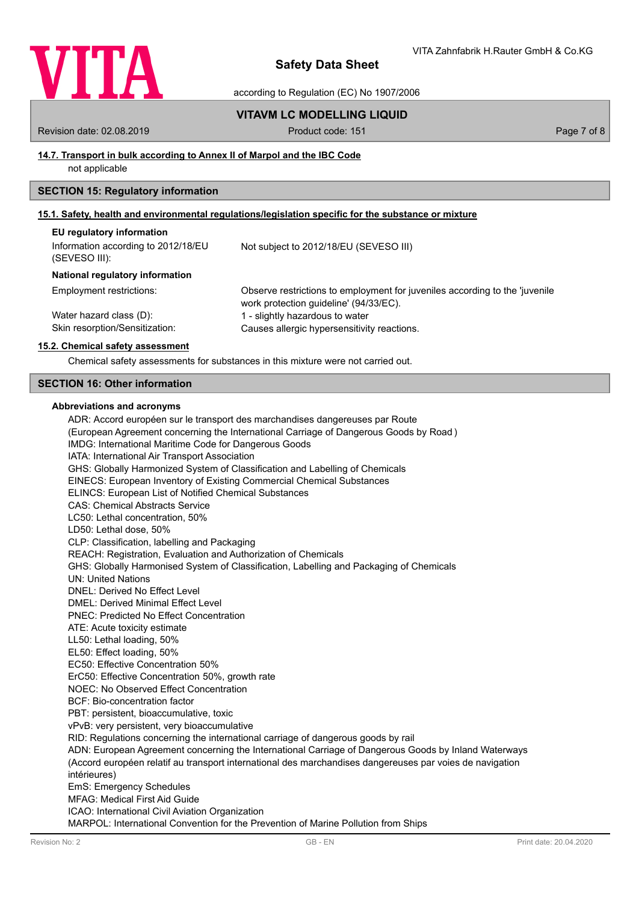#### 14.7. Transport in bulk according to Annex II of Marpol and the IBC Code

not applicable

## SECTION 15: Regulatory information

#### 15.1. Safety, health and environmental regulations/legislation specific for the substance or mixture

**EU regulatory information**

| | |
|---|---|
| Information according to 2012/18/EU (SEVESO III): | Not subject to 2012/18/EU (SEVESO III) |

**National regulatory information**

| | |
|---|---|
| Employment restrictions: | Observe restrictions to employment for juveniles according to the 'juvenile work protection guideline' (94/33/EC). |
| Water hazard class (D): | 1 - slightly hazardous to water |
| Skin resorption/Sensitization: | Causes allergic hypersensitivity reactions. |

#### 15.2. Chemical safety assessment

Chemical safety assessments for substances in this mixture were not carried out.

## SECTION 16: Other information

**Abbreviations and acronyms**

ADR: Accord européen sur le transport des marchandises dangereuses par Route
(European Agreement concerning the International Carriage of Dangerous Goods by Road )
IMDG: International Maritime Code for Dangerous Goods
IATA: International Air Transport Association
GHS: Globally Harmonized System of Classification and Labelling of Chemicals
EINECS: European Inventory of Existing Commercial Chemical Substances
ELINCS: European List of Notified Chemical Substances
CAS: Chemical Abstracts Service
LC50: Lethal concentration, 50%
LD50: Lethal dose, 50%
CLP: Classification, labelling and Packaging
REACH: Registration, Evaluation and Authorization of Chemicals
GHS: Globally Harmonised System of Classification, Labelling and Packaging of Chemicals
UN: United Nations
DNEL: Derived No Effect Level
DMEL: Derived Minimal Effect Level
PNEC: Predicted No Effect Concentration
ATE: Acute toxicity estimate
LL50: Lethal loading, 50%
EL50: Effect loading, 50%
EC50: Effective Concentration 50%
ErC50: Effective Concentration 50%, growth rate
NOEC: No Observed Effect Concentration
BCF: Bio-concentration factor
PBT: persistent, bioaccumulative, toxic
vPvB: very persistent, very bioaccumulative
RID: Regulations concerning the international carriage of dangerous goods by rail
ADN: European Agreement concerning the International Carriage of Dangerous Goods by Inland Waterways
(Accord européen relatif au transport international des marchandises dangereuses par voies de navigation intérieures)
EmS: Emergency Schedules
MFAG: Medical First Aid Guide
ICAO: International Civil Aviation Organization
MARPOL: International Convention for the Prevention of Marine Pollution from Ships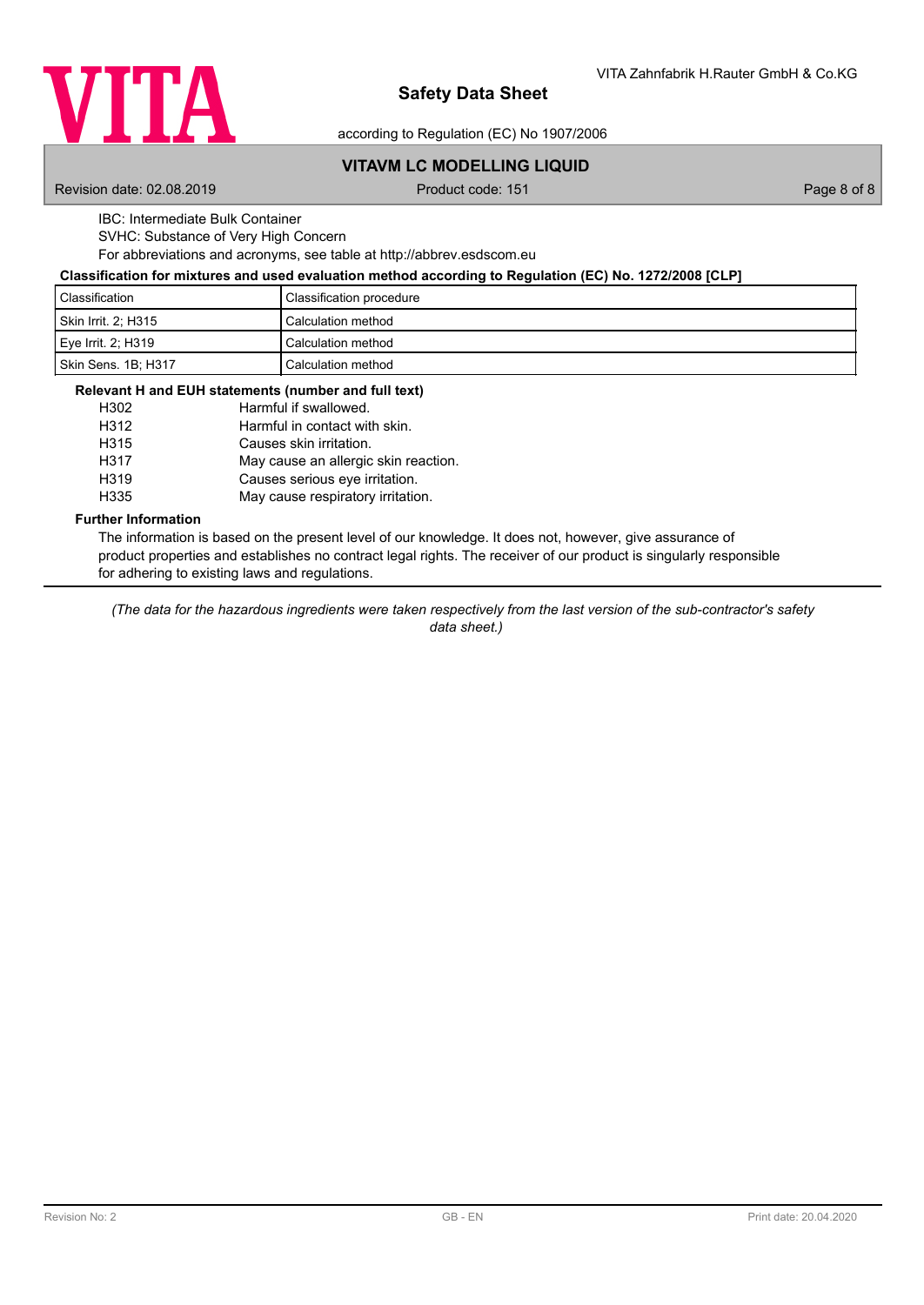IBC: Intermediate Bulk Container
SVHC: Substance of Very High Concern
For abbreviations and acronyms, see table at http://abbrev.esdscom.eu

**Classification for mixtures and used evaluation method according to Regulation (EC) No. 1272/2008 [CLP]**

| Classification | Classification procedure |
|---|---|
| Skin Irrit. 2; H315 | Calculation method |
| Eye Irrit. 2; H319 | Calculation method |
| Skin Sens. 1B; H317 | Calculation method |

**Relevant H and EUH statements (number and full text)**

| | |
|---|---|
| H302 | Harmful if swallowed. |
| H312 | Harmful in contact with skin. |
| H315 | Causes skin irritation. |
| H317 | May cause an allergic skin reaction. |
| H319 | Causes serious eye irritation. |
| H335 | May cause respiratory irritation. |

**Further Information**

The information is based on the present level of our knowledge. It does not, however, give assurance of product properties and establishes no contract legal rights. The receiver of our product is singularly responsible for adhering to existing laws and regulations.

---

*(The data for the hazardous ingredients were taken respectively from the last version of the sub-contractor's safety data sheet.)*